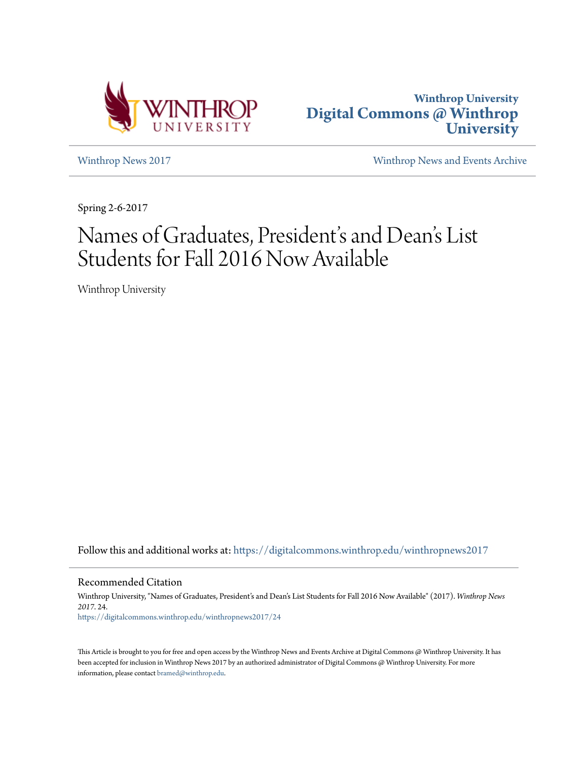Winthrop University
Digital Commons @ Winthrop University

Winthrop News 2017

Winthrop News and Events Archive

Spring 2-6-2017

# Names of Graduates, President's and Dean's List Students for Fall 2016 Now Available

Winthrop University

Follow this and additional works at: https://digitalcommons.winthrop.edu/winthropnews2017

## Recommended Citation

Winthrop University, "Names of Graduates, President's and Dean's List Students for Fall 2016 Now Available" (2017). *Winthrop News 2017*. 24.
https://digitalcommons.winthrop.edu/winthropnews2017/24

This Article is brought to you for free and open access by the Winthrop News and Events Archive at Digital Commons @ Winthrop University. It has been accepted for inclusion in Winthrop News 2017 by an authorized administrator of Digital Commons @ Winthrop University. For more information, please contact bramed@winthrop.edu.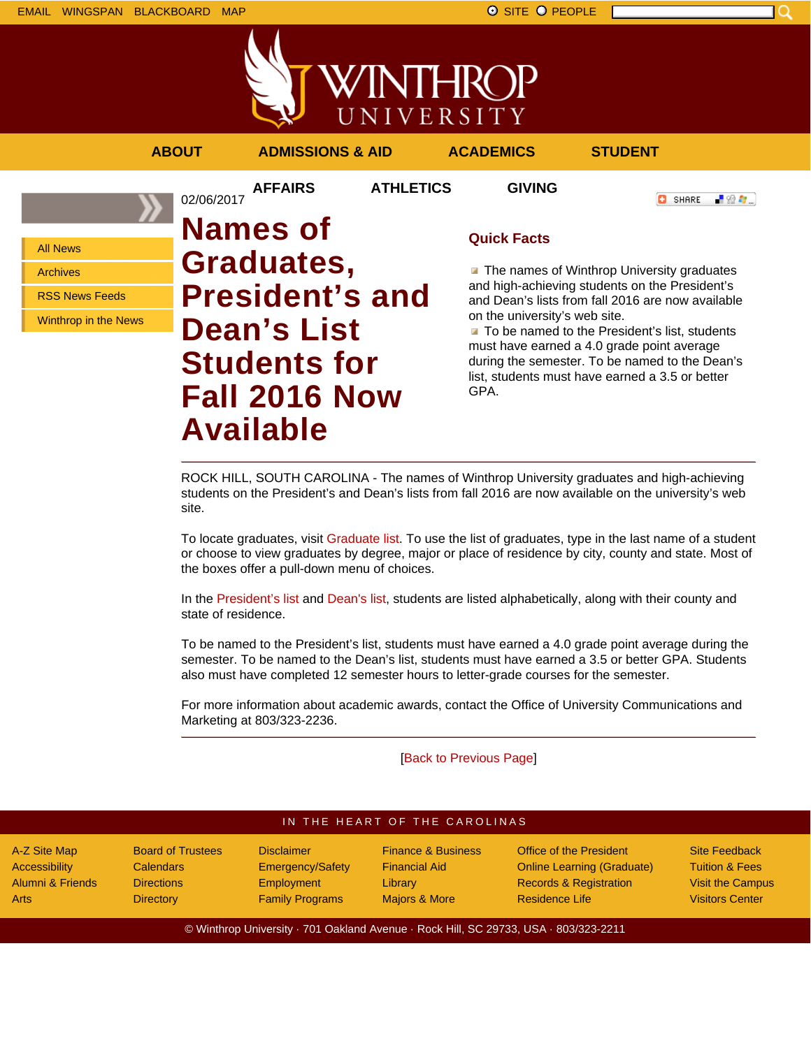EMAIL WINGSPAN BLACKBOARD MAP

SITE PEOPLE

# WINTHROP UNIVERSITY

ABOUT ADMISSIONS & AID ACADEMICS STUDENT AFFAIRS ATHLETICS GIVING

- All News
- Archives
- RSS News Feeds
- Winthrop in the News

02/06/2017

# Names of Graduates, President's and Dean's List Students for Fall 2016 Now Available

SHARE

## Quick Facts

- The names of Winthrop University graduates and high-achieving students on the President's and Dean's lists from fall 2016 are now available on the university's web site.
- To be named to the President's list, students must have earned a 4.0 grade point average during the semester. To be named to the Dean's list, students must have earned a 3.5 or better GPA.

---

ROCK HILL, SOUTH CAROLINA - The names of Winthrop University graduates and high-achieving students on the President's and Dean's lists from fall 2016 are now available on the university's web site.

To locate graduates, visit Graduate list. To use the list of graduates, type in the last name of a student or choose to view graduates by degree, major or place of residence by city, county and state. Most of the boxes offer a pull-down menu of choices.

In the President's list and Dean's list, students are listed alphabetically, along with their county and state of residence.

To be named to the President's list, students must have earned a 4.0 grade point average during the semester. To be named to the Dean's list, students must have earned a 3.5 or better GPA. Students also must have completed 12 semester hours to letter-grade courses for the semester.

For more information about academic awards, contact the Office of University Communications and Marketing at 803/323-2236.

---

[Back to Previous Page]

IN THE HEART OF THE CAROLINAS

| | | | | | |
|---|---|---|---|---|---|
| A-Z Site Map | Board of Trustees | Disclaimer | Finance & Business | Office of the President | Site Feedback |
| Accessibility | Calendars | Emergency/Safety | Financial Aid | Online Learning (Graduate) | Tuition & Fees |
| Alumni & Friends | Directions | Employment | Library | Records & Registration | Visit the Campus |
| Arts | Directory | Family Programs | Majors & More | Residence Life | Visitors Center |

© Winthrop University · 701 Oakland Avenue · Rock Hill, SC 29733, USA · 803/323-2211